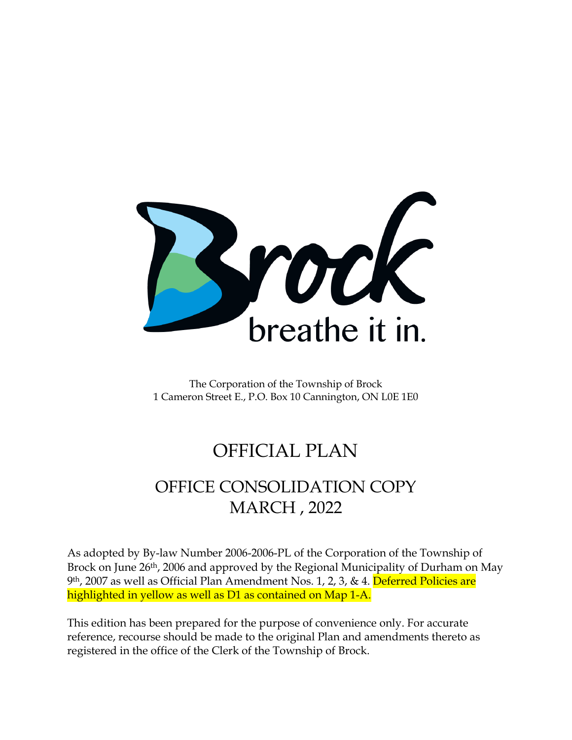Brock

breathe it in.

The Corporation of the Township of Brock
1 Cameron Street E., P.O. Box 10 Cannington, ON L0E 1E0

# OFFICIAL PLAN

## OFFICE CONSOLIDATION COPY
## MARCH , 2022

As adopted by By-law Number 2006-2006-PL of the Corporation of the Township of Brock on June 26th, 2006 and approved by the Regional Municipality of Durham on May 9th, 2007 as well as Official Plan Amendment Nos. 1, 2, 3, & 4. Deferred Policies are highlighted in yellow as well as D1 as contained on Map 1-A.

This edition has been prepared for the purpose of convenience only. For accurate reference, recourse should be made to the original Plan and amendments thereto as registered in the office of the Clerk of the Township of Brock.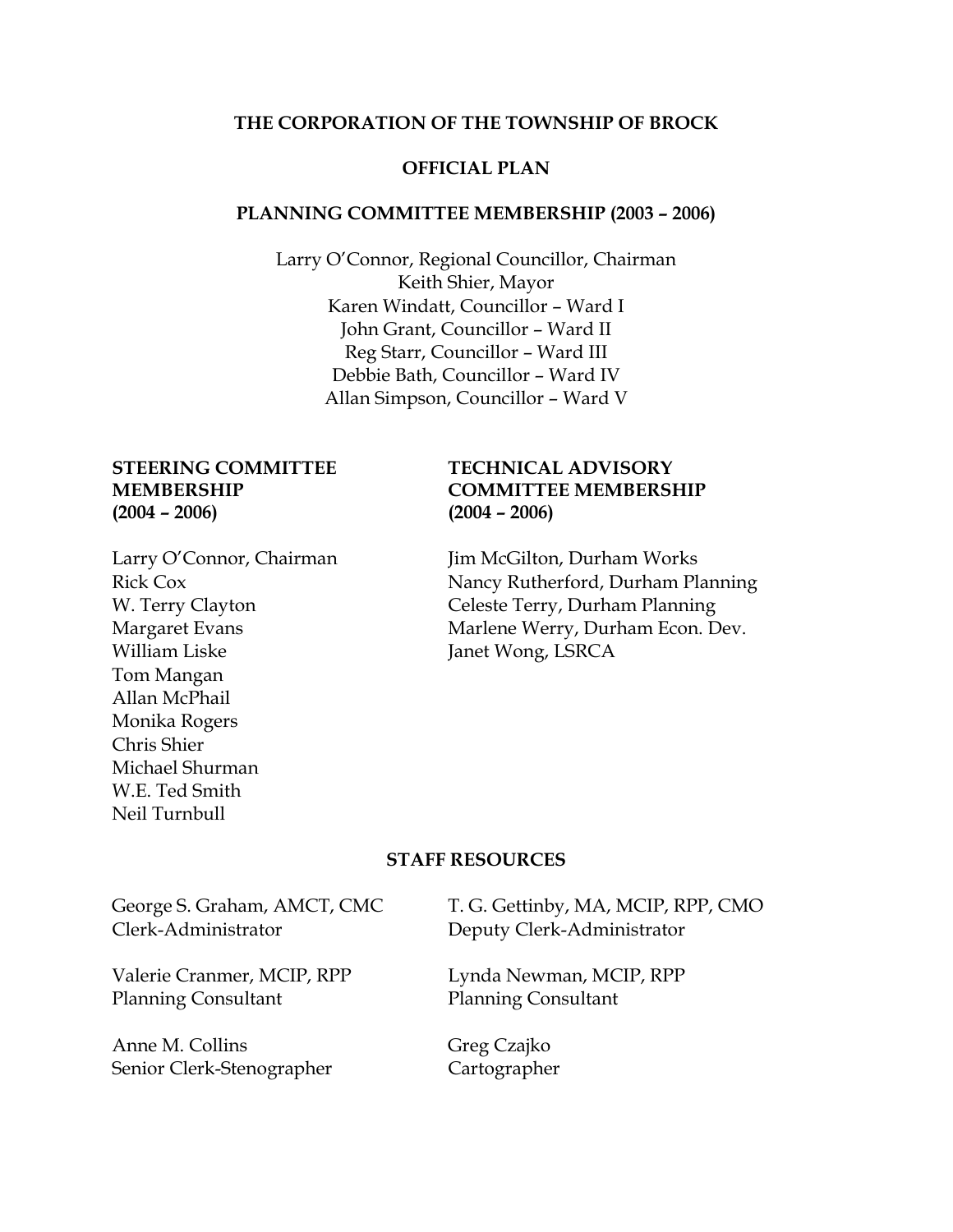# THE CORPORATION OF THE TOWNSHIP OF BROCK

## OFFICIAL PLAN

### PLANNING COMMITTEE MEMBERSHIP (2003 – 2006)

Larry O'Connor, Regional Councillor, Chairman
Keith Shier, Mayor
Karen Windatt, Councillor – Ward I
John Grant, Councillor – Ward II
Reg Starr, Councillor – Ward III
Debbie Bath, Councillor – Ward IV
Allan Simpson, Councillor – Ward V

### STEERING COMMITTEE MEMBERSHIP (2004 – 2006)

Larry O'Connor, Chairman
Rick Cox
W. Terry Clayton
Margaret Evans
William Liske
Tom Mangan
Allan McPhail
Monika Rogers
Chris Shier
Michael Shurman
W.E. Ted Smith
Neil Turnbull

### TECHNICAL ADVISORY COMMITTEE MEMBERSHIP (2004 – 2006)

Jim McGilton, Durham Works
Nancy Rutherford, Durham Planning
Celeste Terry, Durham Planning
Marlene Werry, Durham Econ. Dev.
Janet Wong, LSRCA

### STAFF RESOURCES

George S. Graham, AMCT, CMC
Clerk-Administrator

T. G. Gettinby, MA, MCIP, RPP, CMO
Deputy Clerk-Administrator

Valerie Cranmer, MCIP, RPP
Planning Consultant

Lynda Newman, MCIP, RPP
Planning Consultant

Anne M. Collins
Senior Clerk-Stenographer

Greg Czajko
Cartographer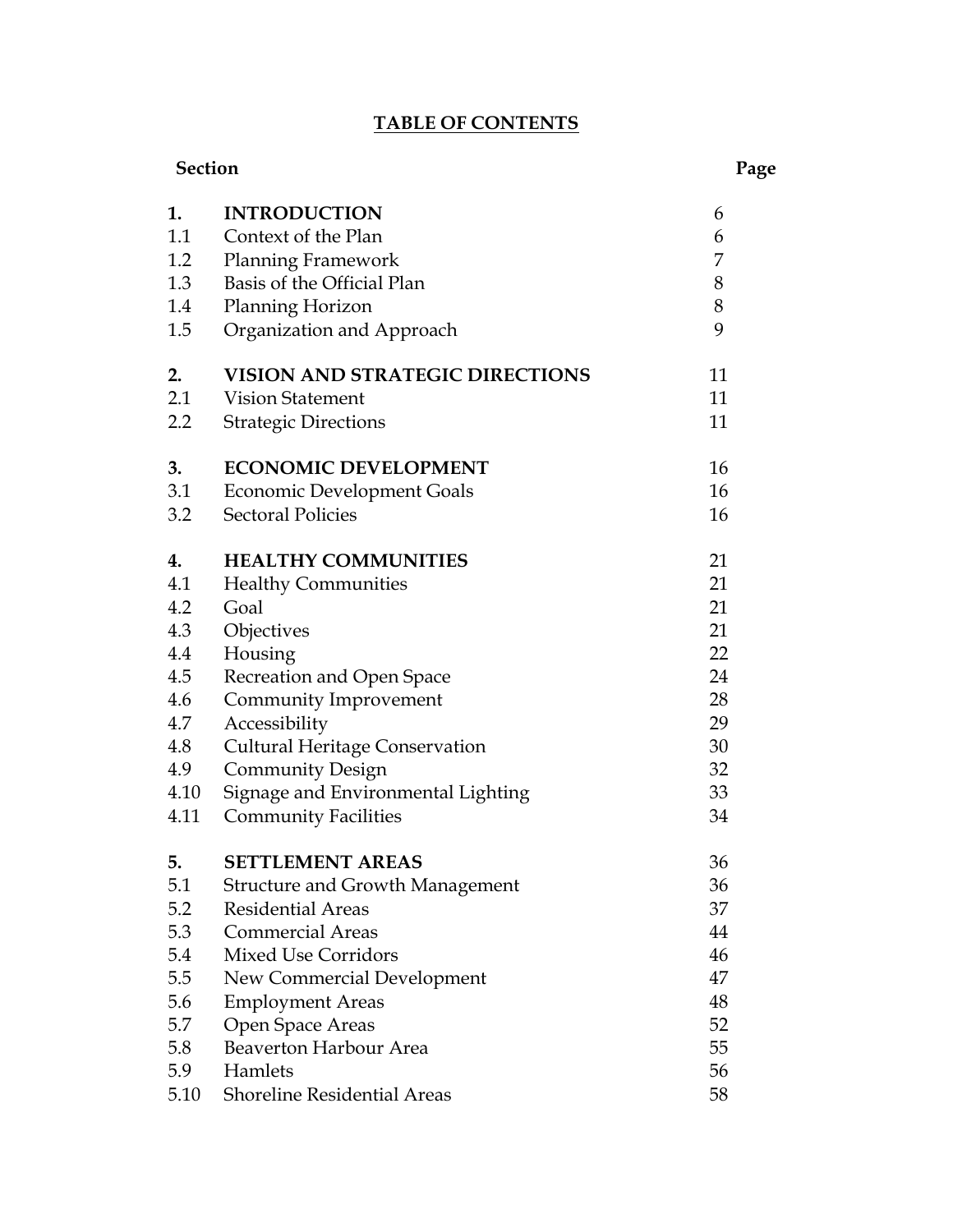# TABLE OF CONTENTS

| Section | | Page |
|---|---|---|
| **1.** | **INTRODUCTION** | 6 |
| 1.1 | Context of the Plan | 6 |
| 1.2 | Planning Framework | 7 |
| 1.3 | Basis of the Official Plan | 8 |
| 1.4 | Planning Horizon | 8 |
| 1.5 | Organization and Approach | 9 |
| **2.** | **VISION AND STRATEGIC DIRECTIONS** | 11 |
| 2.1 | Vision Statement | 11 |
| 2.2 | Strategic Directions | 11 |
| **3.** | **ECONOMIC DEVELOPMENT** | 16 |
| 3.1 | Economic Development Goals | 16 |
| 3.2 | Sectoral Policies | 16 |
| **4.** | **HEALTHY COMMUNITIES** | 21 |
| 4.1 | Healthy Communities | 21 |
| 4.2 | Goal | 21 |
| 4.3 | Objectives | 21 |
| 4.4 | Housing | 22 |
| 4.5 | Recreation and Open Space | 24 |
| 4.6 | Community Improvement | 28 |
| 4.7 | Accessibility | 29 |
| 4.8 | Cultural Heritage Conservation | 30 |
| 4.9 | Community Design | 32 |
| 4.10 | Signage and Environmental Lighting | 33 |
| 4.11 | Community Facilities | 34 |
| **5.** | **SETTLEMENT AREAS** | 36 |
| 5.1 | Structure and Growth Management | 36 |
| 5.2 | Residential Areas | 37 |
| 5.3 | Commercial Areas | 44 |
| 5.4 | Mixed Use Corridors | 46 |
| 5.5 | New Commercial Development | 47 |
| 5.6 | Employment Areas | 48 |
| 5.7 | Open Space Areas | 52 |
| 5.8 | Beaverton Harbour Area | 55 |
| 5.9 | Hamlets | 56 |
| 5.10 | Shoreline Residential Areas | 58 |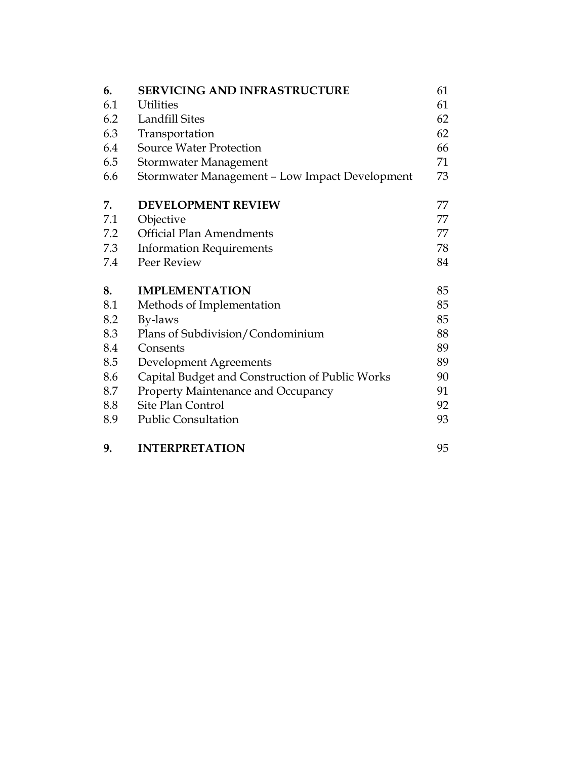| | | |
|---|---|---|
| **6.** | **SERVICING AND INFRASTRUCTURE** | 61 |
| 6.1 | Utilities | 61 |
| 6.2 | Landfill Sites | 62 |
| 6.3 | Transportation | 62 |
| 6.4 | Source Water Protection | 66 |
| 6.5 | Stormwater Management | 71 |
| 6.6 | Stormwater Management – Low Impact Development | 73 |
| **7.** | **DEVELOPMENT REVIEW** | 77 |
| 7.1 | Objective | 77 |
| 7.2 | Official Plan Amendments | 77 |
| 7.3 | Information Requirements | 78 |
| 7.4 | Peer Review | 84 |
| **8.** | **IMPLEMENTATION** | 85 |
| 8.1 | Methods of Implementation | 85 |
| 8.2 | By-laws | 85 |
| 8.3 | Plans of Subdivision/Condominium | 88 |
| 8.4 | Consents | 89 |
| 8.5 | Development Agreements | 89 |
| 8.6 | Capital Budget and Construction of Public Works | 90 |
| 8.7 | Property Maintenance and Occupancy | 91 |
| 8.8 | Site Plan Control | 92 |
| 8.9 | Public Consultation | 93 |
| **9.** | **INTERPRETATION** | 95 |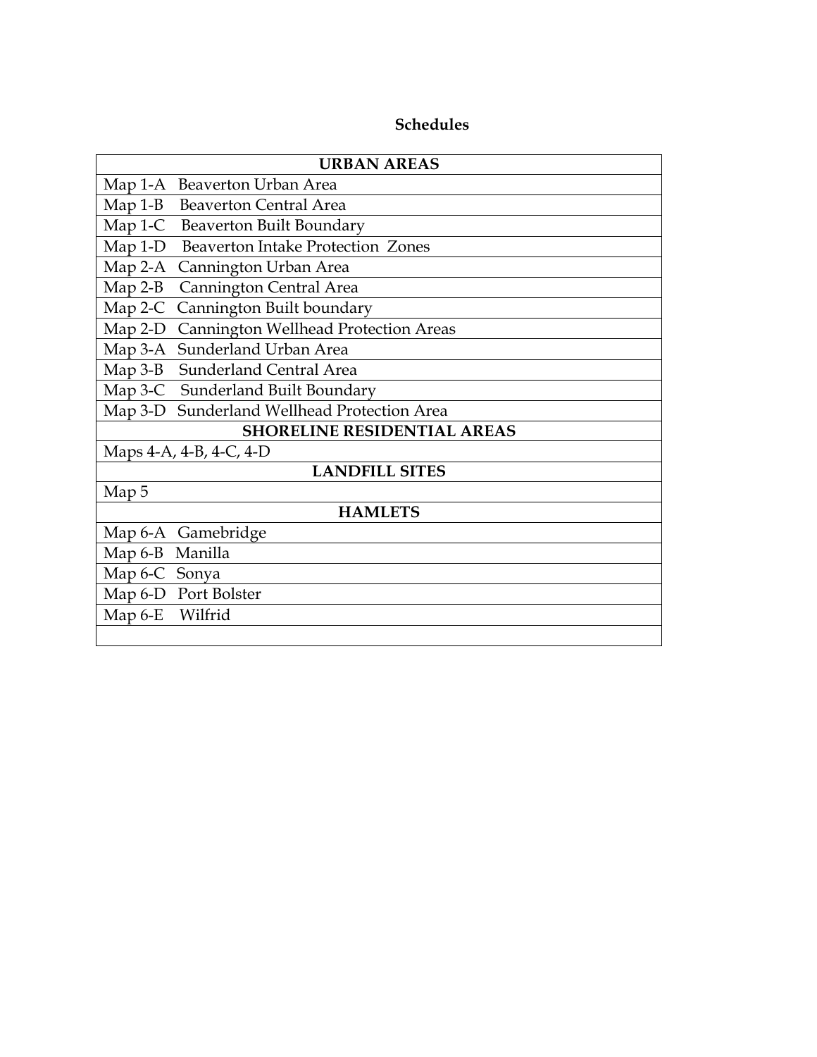## Schedules

| URBAN AREAS |
|---|
| Map 1-A Beaverton Urban Area |
| Map 1-B Beaverton Central Area |
| Map 1-C Beaverton Built Boundary |
| Map 1-D Beaverton Intake Protection Zones |
| Map 2-A Cannington Urban Area |
| Map 2-B Cannington Central Area |
| Map 2-C Cannington Built boundary |
| Map 2-D Cannington Wellhead Protection Areas |
| Map 3-A Sunderland Urban Area |
| Map 3-B Sunderland Central Area |
| Map 3-C Sunderland Built Boundary |
| Map 3-D Sunderland Wellhead Protection Area |
| **SHORELINE RESIDENTIAL AREAS** |
| Maps 4-A, 4-B, 4-C, 4-D |
| **LANDFILL SITES** |
| Map 5 |
| **HAMLETS** |
| Map 6-A Gamebridge |
| Map 6-B Manilla |
| Map 6-C Sonya |
| Map 6-D Port Bolster |
| Map 6-E Wilfrid |
| |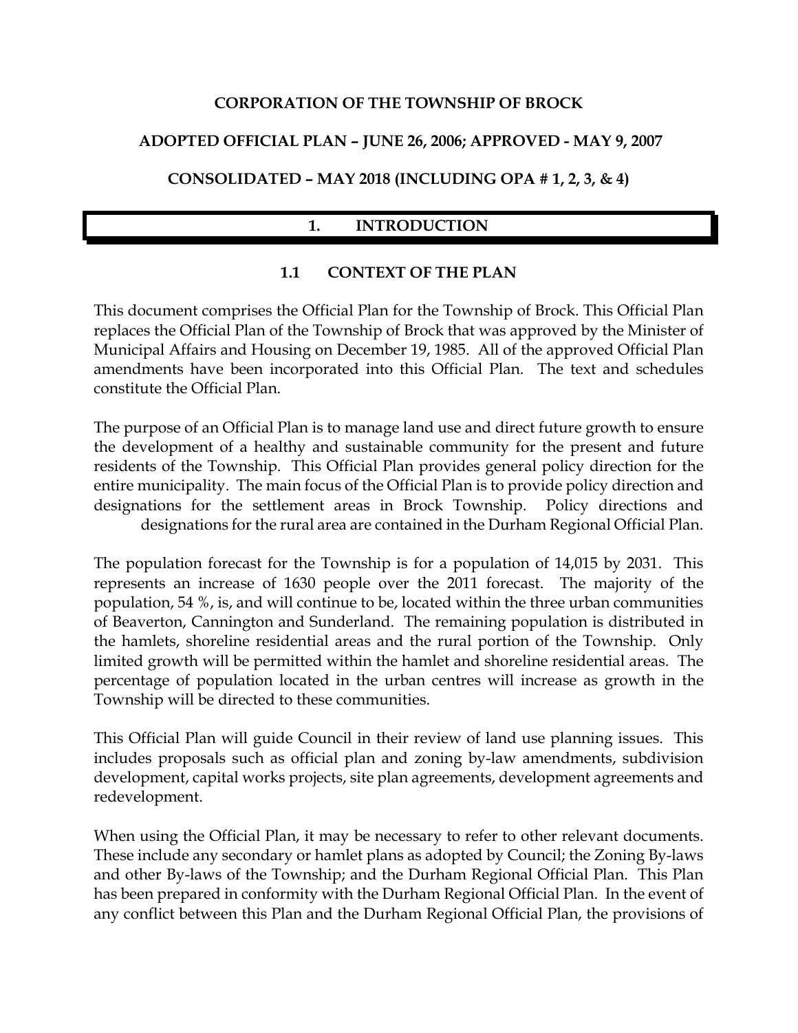**CORPORATION OF THE TOWNSHIP OF BROCK**

**ADOPTED OFFICIAL PLAN – JUNE 26, 2006; APPROVED - MAY 9, 2007**

**CONSOLIDATED – MAY 2018 (INCLUDING OPA # 1, 2, 3, & 4)**

# 1. INTRODUCTION

## 1.1 CONTEXT OF THE PLAN

This document comprises the Official Plan for the Township of Brock. This Official Plan replaces the Official Plan of the Township of Brock that was approved by the Minister of Municipal Affairs and Housing on December 19, 1985. All of the approved Official Plan amendments have been incorporated into this Official Plan. The text and schedules constitute the Official Plan.

The purpose of an Official Plan is to manage land use and direct future growth to ensure the development of a healthy and sustainable community for the present and future residents of the Township. This Official Plan provides general policy direction for the entire municipality. The main focus of the Official Plan is to provide policy direction and designations for the settlement areas in Brock Township. Policy directions and designations for the rural area are contained in the Durham Regional Official Plan.

The population forecast for the Township is for a population of 14,015 by 2031. This represents an increase of 1630 people over the 2011 forecast. The majority of the population, 54 %, is, and will continue to be, located within the three urban communities of Beaverton, Cannington and Sunderland. The remaining population is distributed in the hamlets, shoreline residential areas and the rural portion of the Township. Only limited growth will be permitted within the hamlet and shoreline residential areas. The percentage of population located in the urban centres will increase as growth in the Township will be directed to these communities.

This Official Plan will guide Council in their review of land use planning issues. This includes proposals such as official plan and zoning by-law amendments, subdivision development, capital works projects, site plan agreements, development agreements and redevelopment.

When using the Official Plan, it may be necessary to refer to other relevant documents. These include any secondary or hamlet plans as adopted by Council; the Zoning By-laws and other By-laws of the Township; and the Durham Regional Official Plan. This Plan has been prepared in conformity with the Durham Regional Official Plan. In the event of any conflict between this Plan and the Durham Regional Official Plan, the provisions of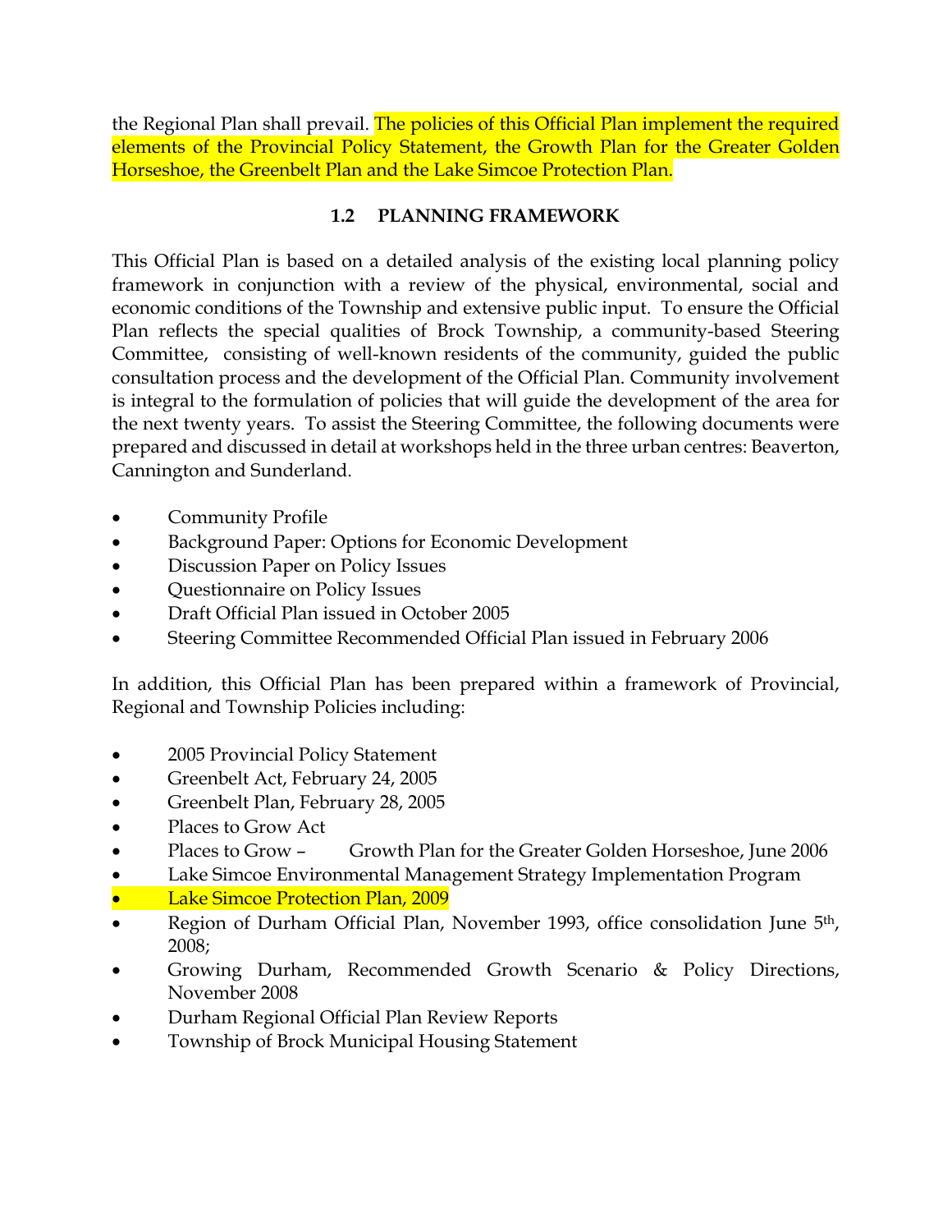the Regional Plan shall prevail. The policies of this Official Plan implement the required elements of the Provincial Policy Statement, the Growth Plan for the Greater Golden Horseshoe, the Greenbelt Plan and the Lake Simcoe Protection Plan.

## 1.2 PLANNING FRAMEWORK

This Official Plan is based on a detailed analysis of the existing local planning policy framework in conjunction with a review of the physical, environmental, social and economic conditions of the Township and extensive public input. To ensure the Official Plan reflects the special qualities of Brock Township, a community-based Steering Committee, consisting of well-known residents of the community, guided the public consultation process and the development of the Official Plan. Community involvement is integral to the formulation of policies that will guide the development of the area for the next twenty years. To assist the Steering Committee, the following documents were prepared and discussed in detail at workshops held in the three urban centres: Beaverton, Cannington and Sunderland.

- Community Profile
- Background Paper: Options for Economic Development
- Discussion Paper on Policy Issues
- Questionnaire on Policy Issues
- Draft Official Plan issued in October 2005
- Steering Committee Recommended Official Plan issued in February 2006

In addition, this Official Plan has been prepared within a framework of Provincial, Regional and Township Policies including:

- 2005 Provincial Policy Statement
- Greenbelt Act, February 24, 2005
- Greenbelt Plan, February 28, 2005
- Places to Grow Act
- Places to Grow – Growth Plan for the Greater Golden Horseshoe, June 2006
- Lake Simcoe Environmental Management Strategy Implementation Program
- Lake Simcoe Protection Plan, 2009
- Region of Durham Official Plan, November 1993, office consolidation June 5th, 2008;
- Growing Durham, Recommended Growth Scenario & Policy Directions, November 2008
- Durham Regional Official Plan Review Reports
- Township of Brock Municipal Housing Statement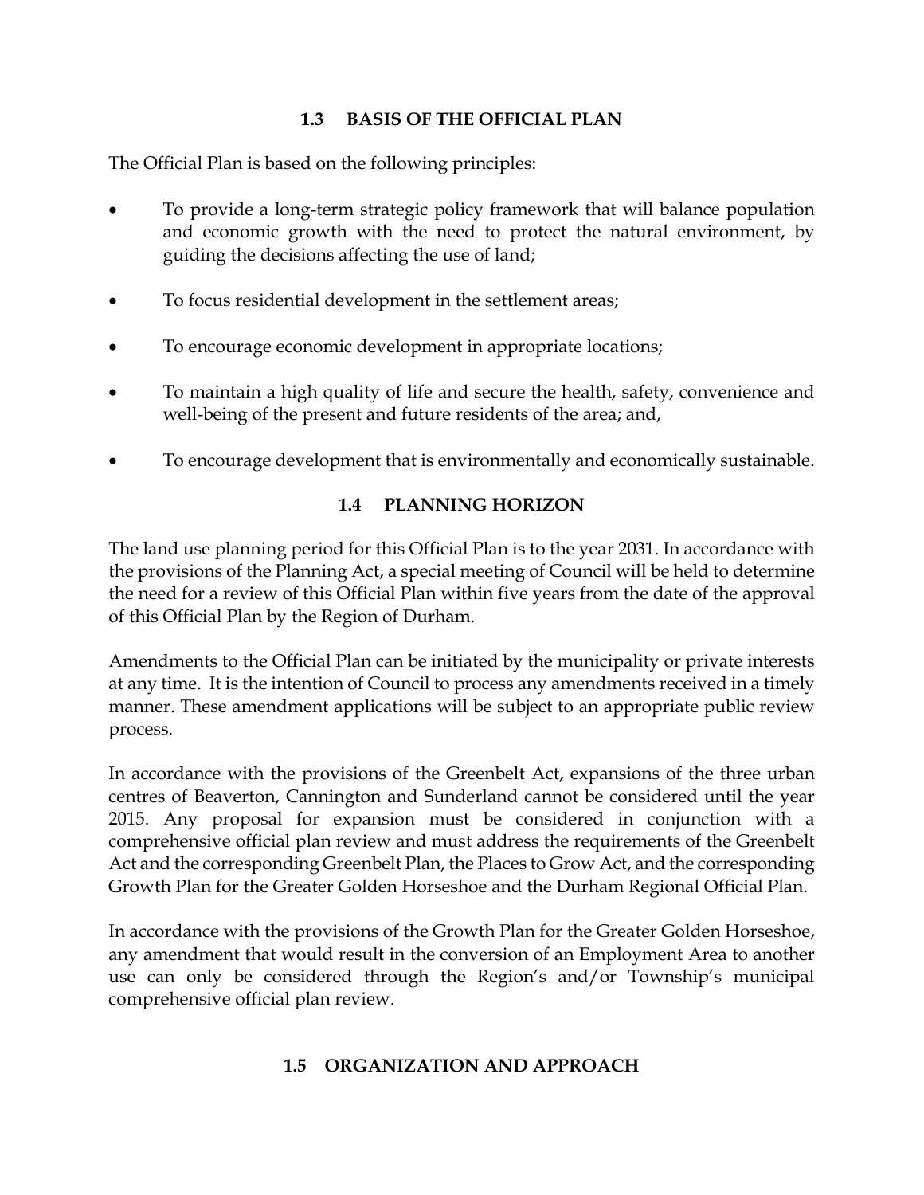## 1.3 BASIS OF THE OFFICIAL PLAN

The Official Plan is based on the following principles:

- To provide a long-term strategic policy framework that will balance population and economic growth with the need to protect the natural environment, by guiding the decisions affecting the use of land;
- To focus residential development in the settlement areas;
- To encourage economic development in appropriate locations;
- To maintain a high quality of life and secure the health, safety, convenience and well-being of the present and future residents of the area; and,
- To encourage development that is environmentally and economically sustainable.

## 1.4 PLANNING HORIZON

The land use planning period for this Official Plan is to the year 2031. In accordance with the provisions of the Planning Act, a special meeting of Council will be held to determine the need for a review of this Official Plan within five years from the date of the approval of this Official Plan by the Region of Durham.

Amendments to the Official Plan can be initiated by the municipality or private interests at any time. It is the intention of Council to process any amendments received in a timely manner. These amendment applications will be subject to an appropriate public review process.

In accordance with the provisions of the Greenbelt Act, expansions of the three urban centres of Beaverton, Cannington and Sunderland cannot be considered until the year 2015. Any proposal for expansion must be considered in conjunction with a comprehensive official plan review and must address the requirements of the Greenbelt Act and the corresponding Greenbelt Plan, the Places to Grow Act, and the corresponding Growth Plan for the Greater Golden Horseshoe and the Durham Regional Official Plan.

In accordance with the provisions of the Growth Plan for the Greater Golden Horseshoe, any amendment that would result in the conversion of an Employment Area to another use can only be considered through the Region's and/or Township's municipal comprehensive official plan review.

## 1.5 ORGANIZATION AND APPROACH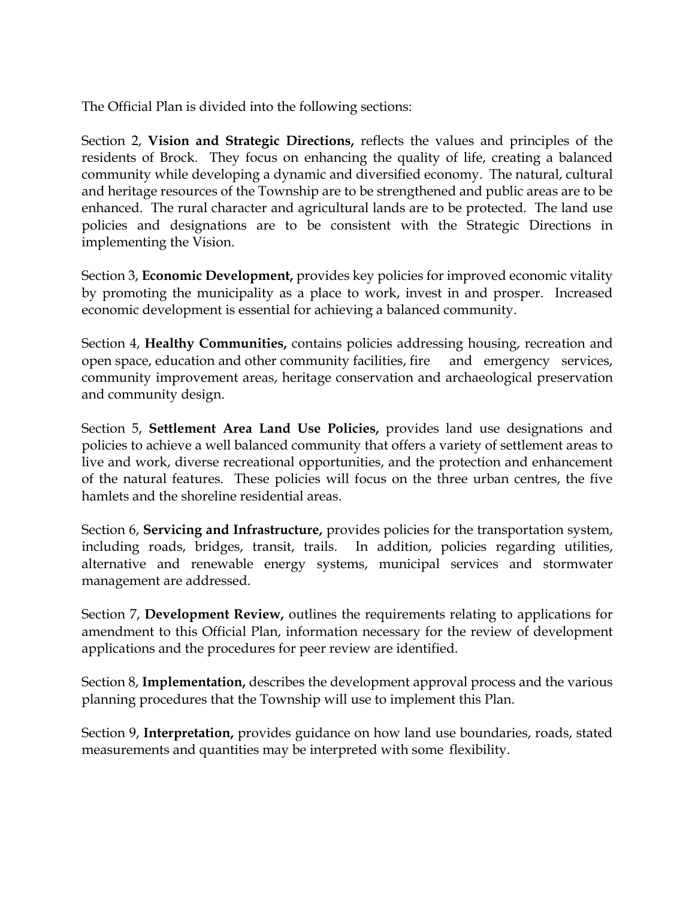The Official Plan is divided into the following sections:

Section 2, **Vision and Strategic Directions,** reflects the values and principles of the residents of Brock. They focus on enhancing the quality of life, creating a balanced community while developing a dynamic and diversified economy. The natural, cultural and heritage resources of the Township are to be strengthened and public areas are to be enhanced. The rural character and agricultural lands are to be protected. The land use policies and designations are to be consistent with the Strategic Directions in implementing the Vision.

Section 3, **Economic Development,** provides key policies for improved economic vitality by promoting the municipality as a place to work, invest in and prosper. Increased economic development is essential for achieving a balanced community.

Section 4, **Healthy Communities,** contains policies addressing housing, recreation and open space, education and other community facilities, fire and emergency services, community improvement areas, heritage conservation and archaeological preservation and community design.

Section 5, **Settlement Area Land Use Policies,** provides land use designations and policies to achieve a well balanced community that offers a variety of settlement areas to live and work, diverse recreational opportunities, and the protection and enhancement of the natural features. These policies will focus on the three urban centres, the five hamlets and the shoreline residential areas.

Section 6, **Servicing and Infrastructure,** provides policies for the transportation system, including roads, bridges, transit, trails. In addition, policies regarding utilities, alternative and renewable energy systems, municipal services and stormwater management are addressed.

Section 7, **Development Review,** outlines the requirements relating to applications for amendment to this Official Plan, information necessary for the review of development applications and the procedures for peer review are identified.

Section 8, **Implementation,** describes the development approval process and the various planning procedures that the Township will use to implement this Plan.

Section 9, **Interpretation,** provides guidance on how land use boundaries, roads, stated measurements and quantities may be interpreted with some flexibility.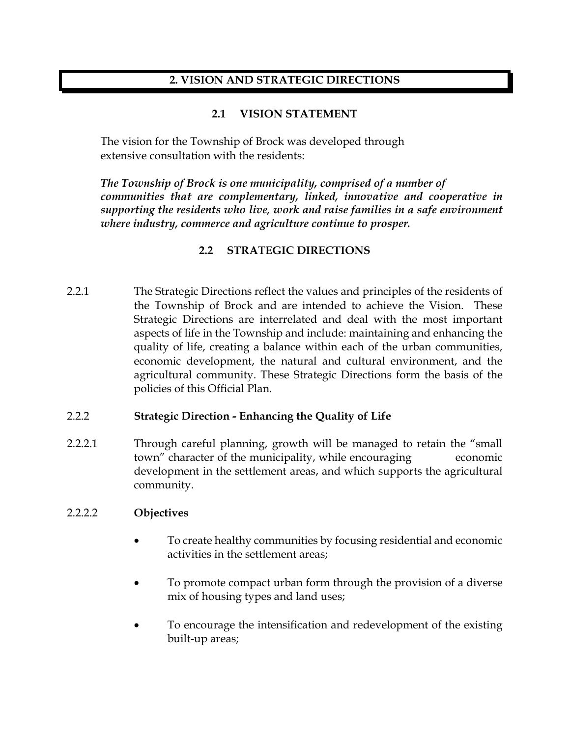# 2. VISION AND STRATEGIC DIRECTIONS

## 2.1 VISION STATEMENT

The vision for the Township of Brock was developed through extensive consultation with the residents:

***The Township of Brock is one municipality, comprised of a number of communities that are complementary, linked, innovative and cooperative in supporting the residents who live, work and raise families in a safe environment where industry, commerce and agriculture continue to prosper.***

## 2.2 STRATEGIC DIRECTIONS

2.2.1 The Strategic Directions reflect the values and principles of the residents of the Township of Brock and are intended to achieve the Vision. These Strategic Directions are interrelated and deal with the most important aspects of life in the Township and include: maintaining and enhancing the quality of life, creating a balance within each of the urban communities, economic development, the natural and cultural environment, and the agricultural community. These Strategic Directions form the basis of the policies of this Official Plan.

2.2.2 **Strategic Direction - Enhancing the Quality of Life**

2.2.2.1 Through careful planning, growth will be managed to retain the "small town" character of the municipality, while encouraging economic development in the settlement areas, and which supports the agricultural community.

2.2.2.2 **Objectives**

- To create healthy communities by focusing residential and economic activities in the settlement areas;
- To promote compact urban form through the provision of a diverse mix of housing types and land uses;
- To encourage the intensification and redevelopment of the existing built-up areas;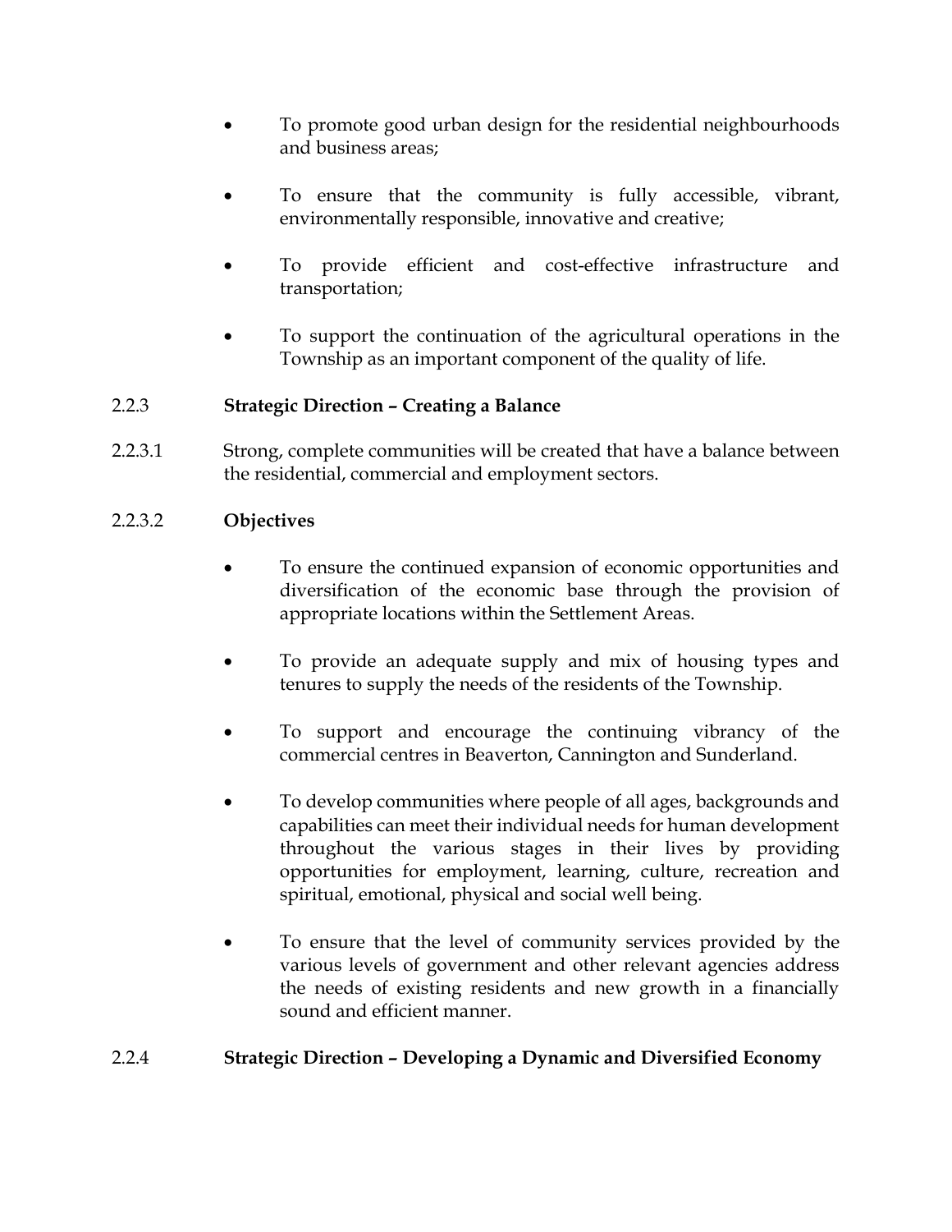- To promote good urban design for the residential neighbourhoods and business areas;
- To ensure that the community is fully accessible, vibrant, environmentally responsible, innovative and creative;
- To provide efficient and cost-effective infrastructure and transportation;
- To support the continuation of the agricultural operations in the Township as an important component of the quality of life.

### 2.2.3 **Strategic Direction – Creating a Balance**

2.2.3.1 Strong, complete communities will be created that have a balance between the residential, commercial and employment sectors.

2.2.3.2 **Objectives**

- To ensure the continued expansion of economic opportunities and diversification of the economic base through the provision of appropriate locations within the Settlement Areas.
- To provide an adequate supply and mix of housing types and tenures to supply the needs of the residents of the Township.
- To support and encourage the continuing vibrancy of the commercial centres in Beaverton, Cannington and Sunderland.
- To develop communities where people of all ages, backgrounds and capabilities can meet their individual needs for human development throughout the various stages in their lives by providing opportunities for employment, learning, culture, recreation and spiritual, emotional, physical and social well being.
- To ensure that the level of community services provided by the various levels of government and other relevant agencies address the needs of existing residents and new growth in a financially sound and efficient manner.

### 2.2.4 **Strategic Direction – Developing a Dynamic and Diversified Economy**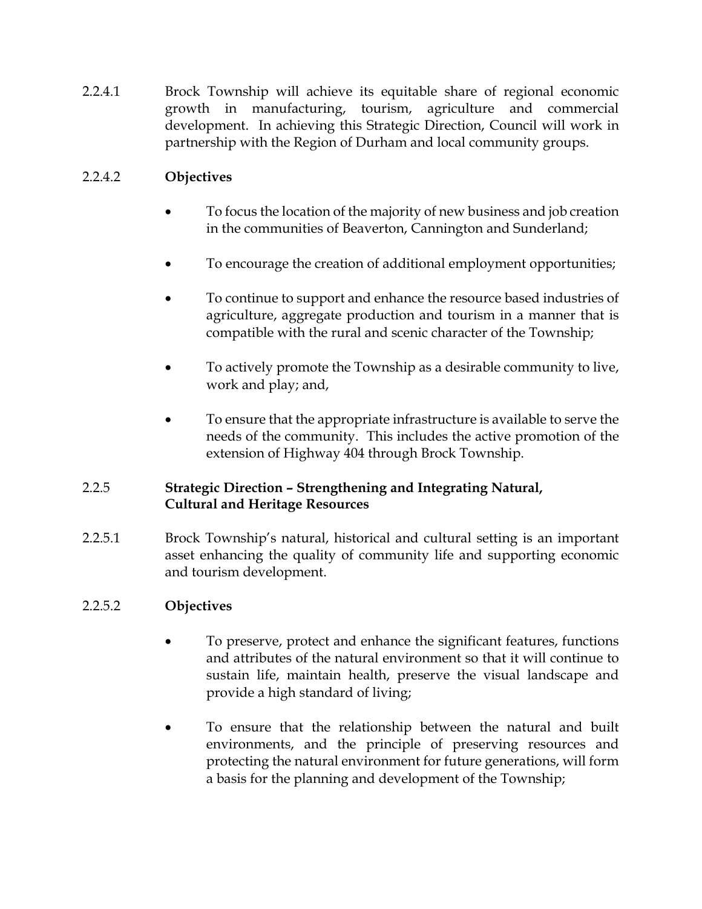2.2.4.1 Brock Township will achieve its equitable share of regional economic growth in manufacturing, tourism, agriculture and commercial development. In achieving this Strategic Direction, Council will work in partnership with the Region of Durham and local community groups.

2.2.4.2 **Objectives**

- To focus the location of the majority of new business and job creation in the communities of Beaverton, Cannington and Sunderland;
- To encourage the creation of additional employment opportunities;
- To continue to support and enhance the resource based industries of agriculture, aggregate production and tourism in a manner that is compatible with the rural and scenic character of the Township;
- To actively promote the Township as a desirable community to live, work and play; and,
- To ensure that the appropriate infrastructure is available to serve the needs of the community. This includes the active promotion of the extension of Highway 404 through Brock Township.

### 2.2.5 Strategic Direction – Strengthening and Integrating Natural, Cultural and Heritage Resources

2.2.5.1 Brock Township's natural, historical and cultural setting is an important asset enhancing the quality of community life and supporting economic and tourism development.

2.2.5.2 **Objectives**

- To preserve, protect and enhance the significant features, functions and attributes of the natural environment so that it will continue to sustain life, maintain health, preserve the visual landscape and provide a high standard of living;
- To ensure that the relationship between the natural and built environments, and the principle of preserving resources and protecting the natural environment for future generations, will form a basis for the planning and development of the Township;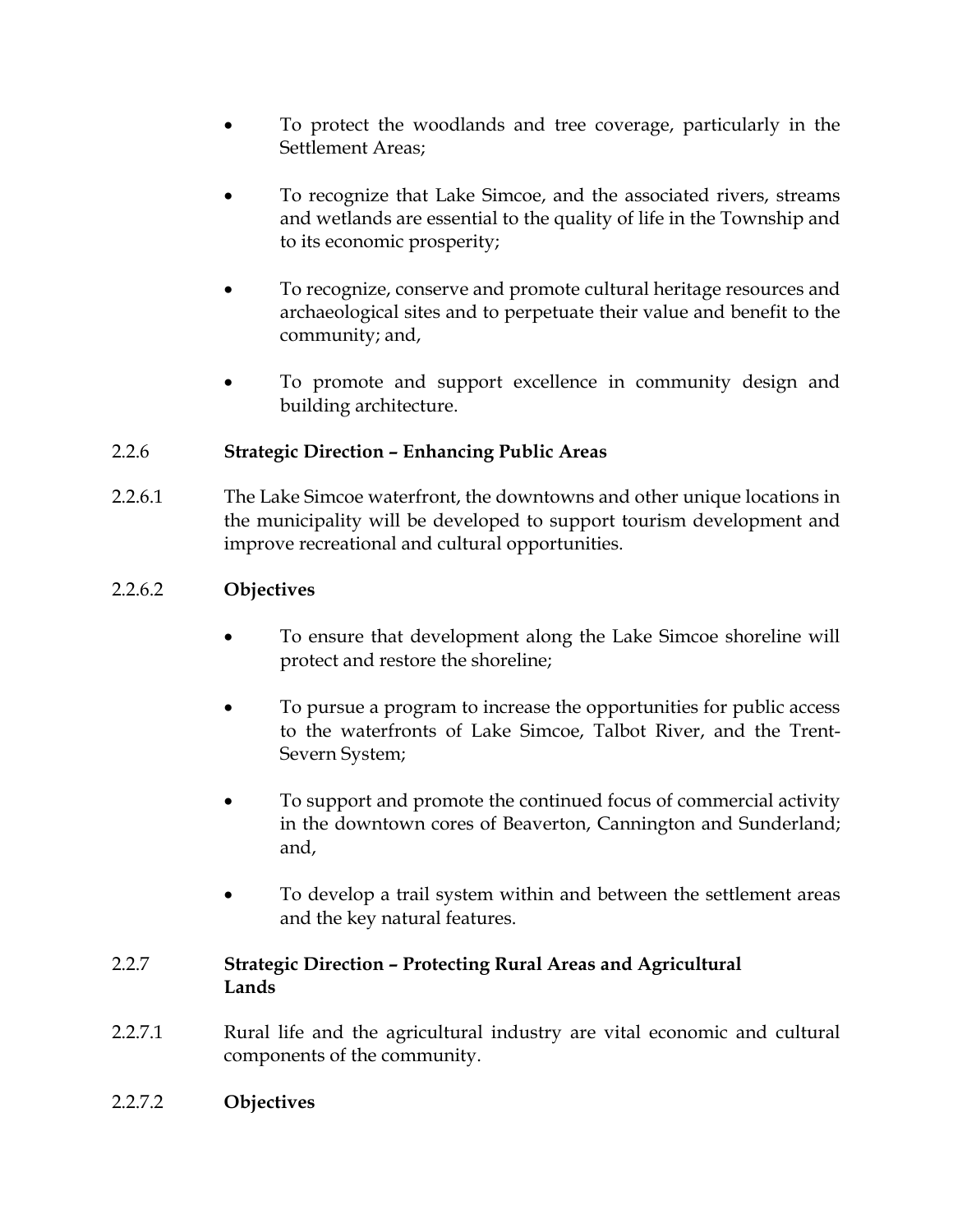- To protect the woodlands and tree coverage, particularly in the Settlement Areas;
- To recognize that Lake Simcoe, and the associated rivers, streams and wetlands are essential to the quality of life in the Township and to its economic prosperity;
- To recognize, conserve and promote cultural heritage resources and archaeological sites and to perpetuate their value and benefit to the community; and,
- To promote and support excellence in community design and building architecture.

### 2.2.6 Strategic Direction – Enhancing Public Areas

2.2.6.1 The Lake Simcoe waterfront, the downtowns and other unique locations in the municipality will be developed to support tourism development and improve recreational and cultural opportunities.

2.2.6.2 **Objectives**

- To ensure that development along the Lake Simcoe shoreline will protect and restore the shoreline;
- To pursue a program to increase the opportunities for public access to the waterfronts of Lake Simcoe, Talbot River, and the Trent-Severn System;
- To support and promote the continued focus of commercial activity in the downtown cores of Beaverton, Cannington and Sunderland; and,
- To develop a trail system within and between the settlement areas and the key natural features.

### 2.2.7 Strategic Direction – Protecting Rural Areas and Agricultural Lands

2.2.7.1 Rural life and the agricultural industry are vital economic and cultural components of the community.

2.2.7.2 **Objectives**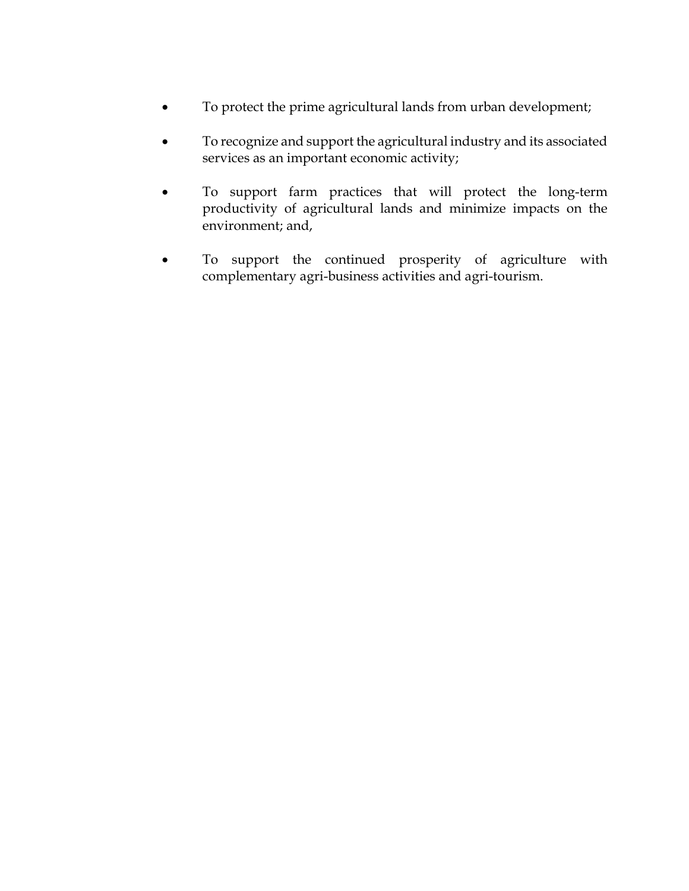- To protect the prime agricultural lands from urban development;
- To recognize and support the agricultural industry and its associated services as an important economic activity;
- To support farm practices that will protect the long-term productivity of agricultural lands and minimize impacts on the environment; and,
- To support the continued prosperity of agriculture with complementary agri-business activities and agri-tourism.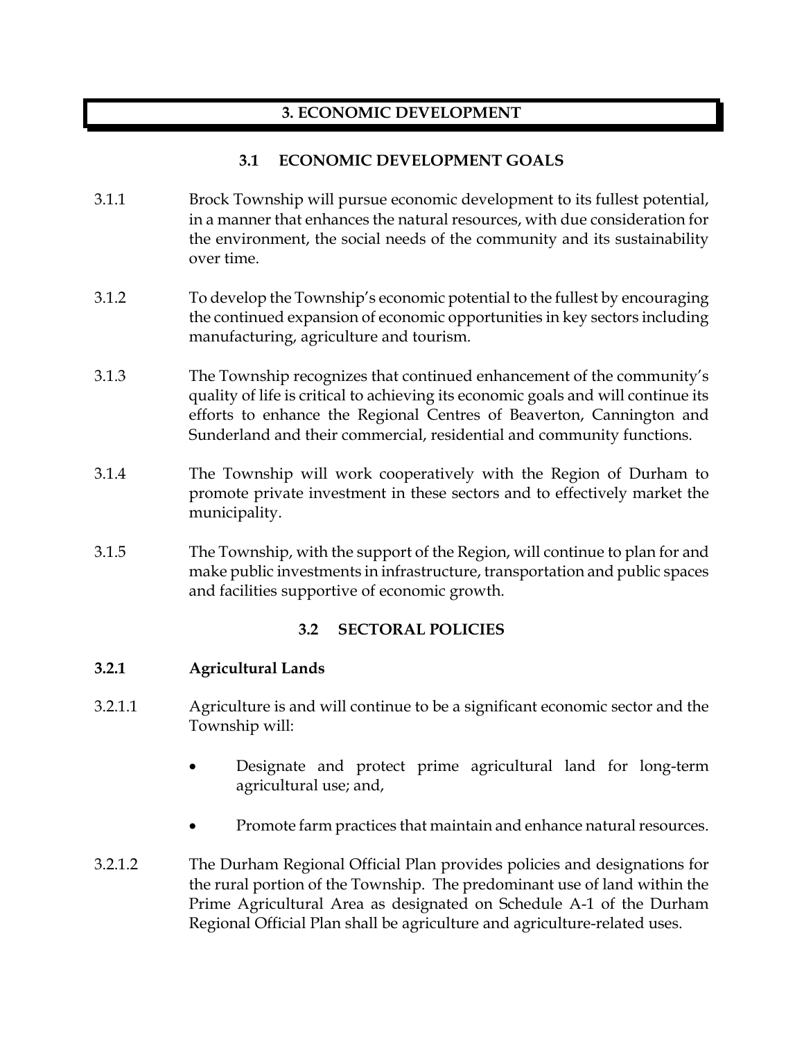# 3. ECONOMIC DEVELOPMENT

## 3.1 ECONOMIC DEVELOPMENT GOALS

3.1.1 Brock Township will pursue economic development to its fullest potential, in a manner that enhances the natural resources, with due consideration for the environment, the social needs of the community and its sustainability over time.

3.1.2 To develop the Township's economic potential to the fullest by encouraging the continued expansion of economic opportunities in key sectors including manufacturing, agriculture and tourism.

3.1.3 The Township recognizes that continued enhancement of the community's quality of life is critical to achieving its economic goals and will continue its efforts to enhance the Regional Centres of Beaverton, Cannington and Sunderland and their commercial, residential and community functions.

3.1.4 The Township will work cooperatively with the Region of Durham to promote private investment in these sectors and to effectively market the municipality.

3.1.5 The Township, with the support of the Region, will continue to plan for and make public investments in infrastructure, transportation and public spaces and facilities supportive of economic growth.

## 3.2 SECTORAL POLICIES

### 3.2.1 Agricultural Lands

3.2.1.1 Agriculture is and will continue to be a significant economic sector and the Township will:

- Designate and protect prime agricultural land for long-term agricultural use; and,
- Promote farm practices that maintain and enhance natural resources.

3.2.1.2 The Durham Regional Official Plan provides policies and designations for the rural portion of the Township. The predominant use of land within the Prime Agricultural Area as designated on Schedule A-1 of the Durham Regional Official Plan shall be agriculture and agriculture-related uses.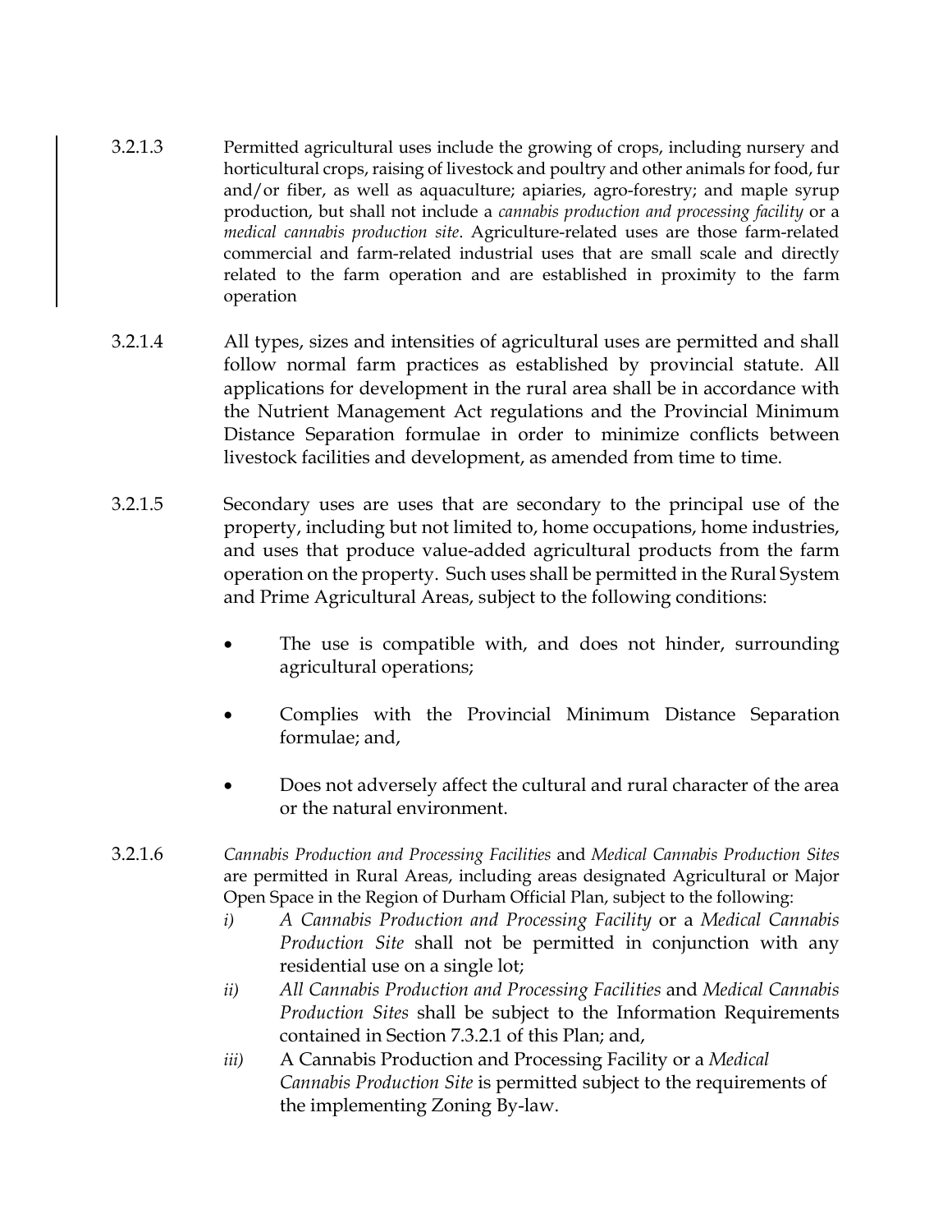3.2.1.3 Permitted agricultural uses include the growing of crops, including nursery and horticultural crops, raising of livestock and poultry and other animals for food, fur and/or fiber, as well as aquaculture; apiaries, agro-forestry; and maple syrup production, but shall not include a *cannabis production and processing facility* or a *medical cannabis production site*. Agriculture-related uses are those farm-related commercial and farm-related industrial uses that are small scale and directly related to the farm operation and are established in proximity to the farm operation

3.2.1.4 All types, sizes and intensities of agricultural uses are permitted and shall follow normal farm practices as established by provincial statute. All applications for development in the rural area shall be in accordance with the Nutrient Management Act regulations and the Provincial Minimum Distance Separation formulae in order to minimize conflicts between livestock facilities and development, as amended from time to time.

3.2.1.5 Secondary uses are uses that are secondary to the principal use of the property, including but not limited to, home occupations, home industries, and uses that produce value-added agricultural products from the farm operation on the property. Such uses shall be permitted in the Rural System and Prime Agricultural Areas, subject to the following conditions:

- The use is compatible with, and does not hinder, surrounding agricultural operations;
- Complies with the Provincial Minimum Distance Separation formulae; and,
- Does not adversely affect the cultural and rural character of the area or the natural environment.

3.2.1.6 *Cannabis Production and Processing Facilities* and *Medical Cannabis Production Sites* are permitted in Rural Areas, including areas designated Agricultural or Major Open Space in the Region of Durham Official Plan, subject to the following:

*i)* *A Cannabis Production and Processing Facility* or a *Medical Cannabis Production Site* shall not be permitted in conjunction with any residential use on a single lot;

*ii)* *All Cannabis Production and Processing Facilities* and *Medical Cannabis Production Sites* shall be subject to the Information Requirements contained in Section 7.3.2.1 of this Plan; and,

*iii)* A Cannabis Production and Processing Facility or a *Medical Cannabis Production Site* is permitted subject to the requirements of the implementing Zoning By-law.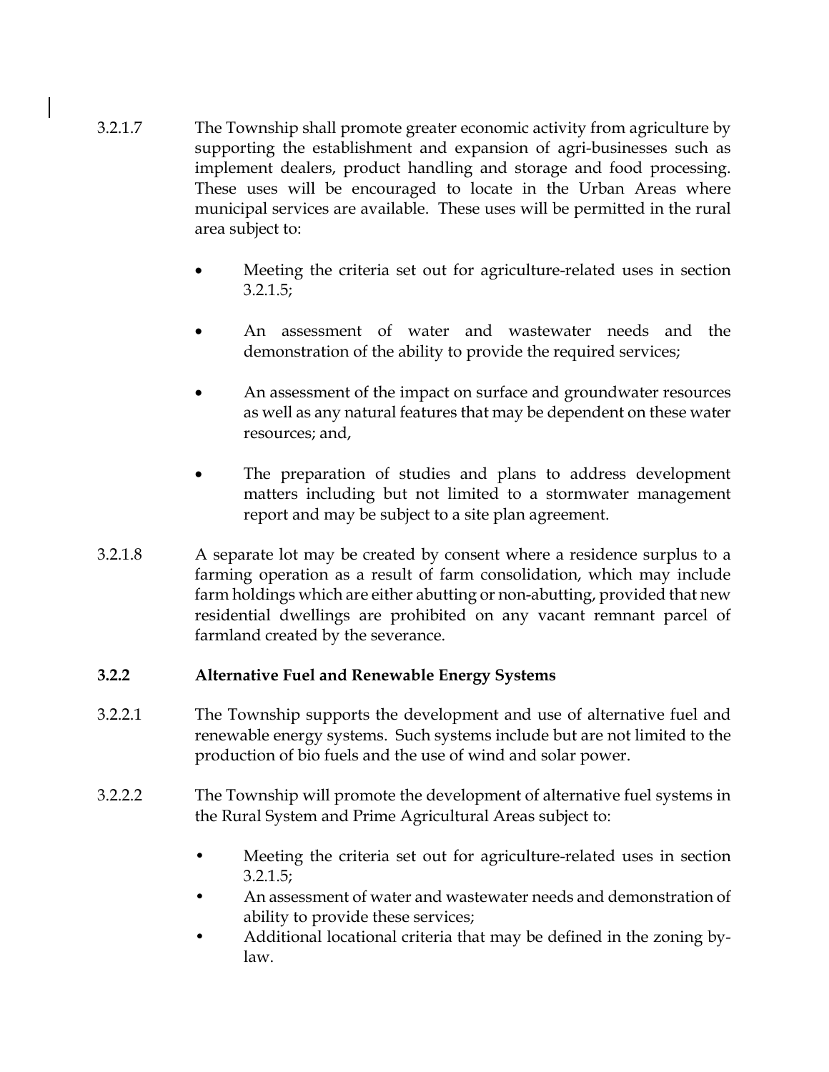3.2.1.7 The Township shall promote greater economic activity from agriculture by supporting the establishment and expansion of agri-businesses such as implement dealers, product handling and storage and food processing. These uses will be encouraged to locate in the Urban Areas where municipal services are available. These uses will be permitted in the rural area subject to:

- Meeting the criteria set out for agriculture-related uses in section 3.2.1.5;
- An assessment of water and wastewater needs and the demonstration of the ability to provide the required services;
- An assessment of the impact on surface and groundwater resources as well as any natural features that may be dependent on these water resources; and,
- The preparation of studies and plans to address development matters including but not limited to a stormwater management report and may be subject to a site plan agreement.

3.2.1.8 A separate lot may be created by consent where a residence surplus to a farming operation as a result of farm consolidation, which may include farm holdings which are either abutting or non-abutting, provided that new residential dwellings are prohibited on any vacant remnant parcel of farmland created by the severance.

### 3.2.2 Alternative Fuel and Renewable Energy Systems

3.2.2.1 The Township supports the development and use of alternative fuel and renewable energy systems. Such systems include but are not limited to the production of bio fuels and the use of wind and solar power.

3.2.2.2 The Township will promote the development of alternative fuel systems in the Rural System and Prime Agricultural Areas subject to:

- Meeting the criteria set out for agriculture-related uses in section 3.2.1.5;
- An assessment of water and wastewater needs and demonstration of ability to provide these services;
- Additional locational criteria that may be defined in the zoning by-law.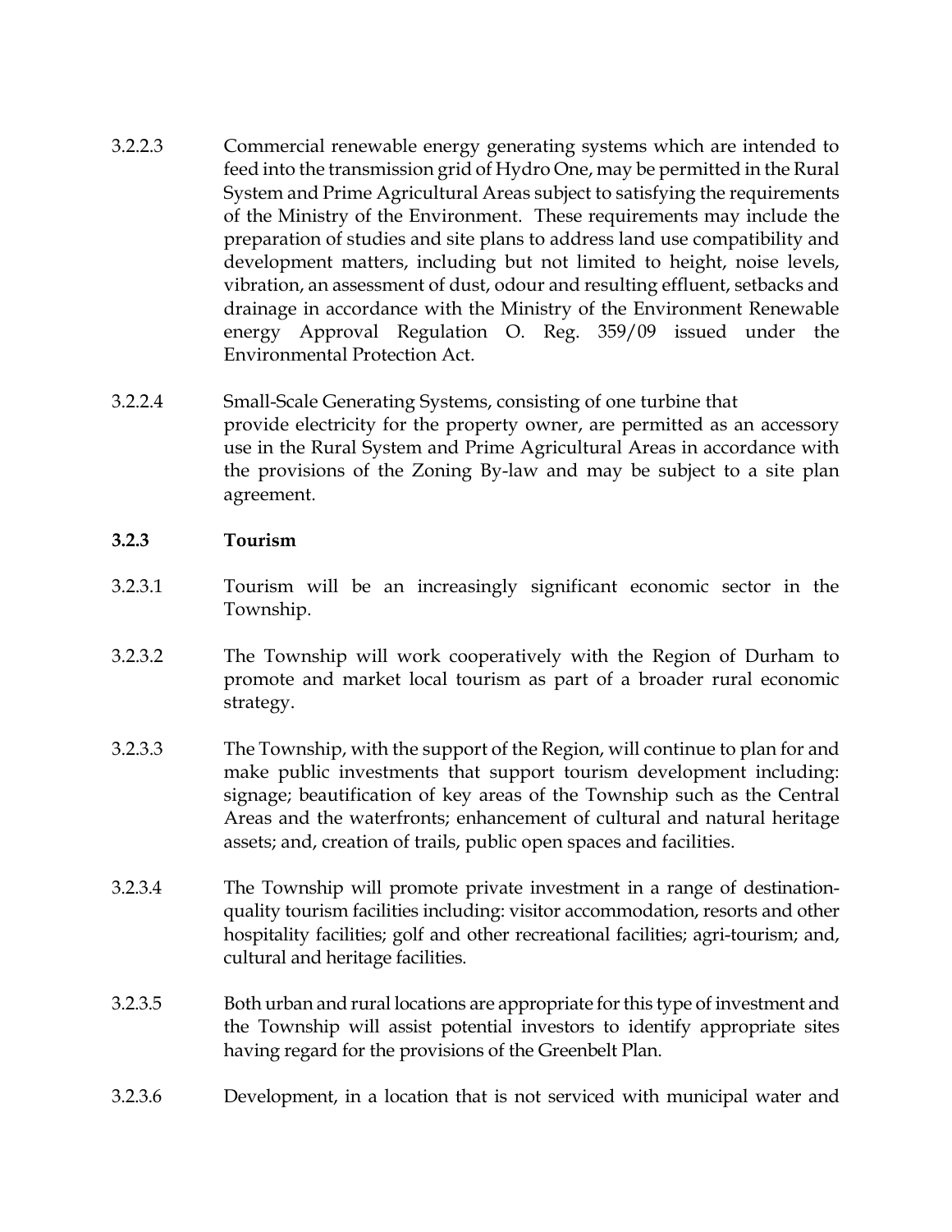3.2.2.3 Commercial renewable energy generating systems which are intended to feed into the transmission grid of Hydro One, may be permitted in the Rural System and Prime Agricultural Areas subject to satisfying the requirements of the Ministry of the Environment. These requirements may include the preparation of studies and site plans to address land use compatibility and development matters, including but not limited to height, noise levels, vibration, an assessment of dust, odour and resulting effluent, setbacks and drainage in accordance with the Ministry of the Environment Renewable energy Approval Regulation O. Reg. 359/09 issued under the Environmental Protection Act.

3.2.2.4 Small-Scale Generating Systems, consisting of one turbine that provide electricity for the property owner, are permitted as an accessory use in the Rural System and Prime Agricultural Areas in accordance with the provisions of the Zoning By-law and may be subject to a site plan agreement.

### 3.2.3 Tourism

3.2.3.1 Tourism will be an increasingly significant economic sector in the Township.

3.2.3.2 The Township will work cooperatively with the Region of Durham to promote and market local tourism as part of a broader rural economic strategy.

3.2.3.3 The Township, with the support of the Region, will continue to plan for and make public investments that support tourism development including: signage; beautification of key areas of the Township such as the Central Areas and the waterfronts; enhancement of cultural and natural heritage assets; and, creation of trails, public open spaces and facilities.

3.2.3.4 The Township will promote private investment in a range of destination-quality tourism facilities including: visitor accommodation, resorts and other hospitality facilities; golf and other recreational facilities; agri-tourism; and, cultural and heritage facilities.

3.2.3.5 Both urban and rural locations are appropriate for this type of investment and the Township will assist potential investors to identify appropriate sites having regard for the provisions of the Greenbelt Plan.

3.2.3.6 Development, in a location that is not serviced with municipal water and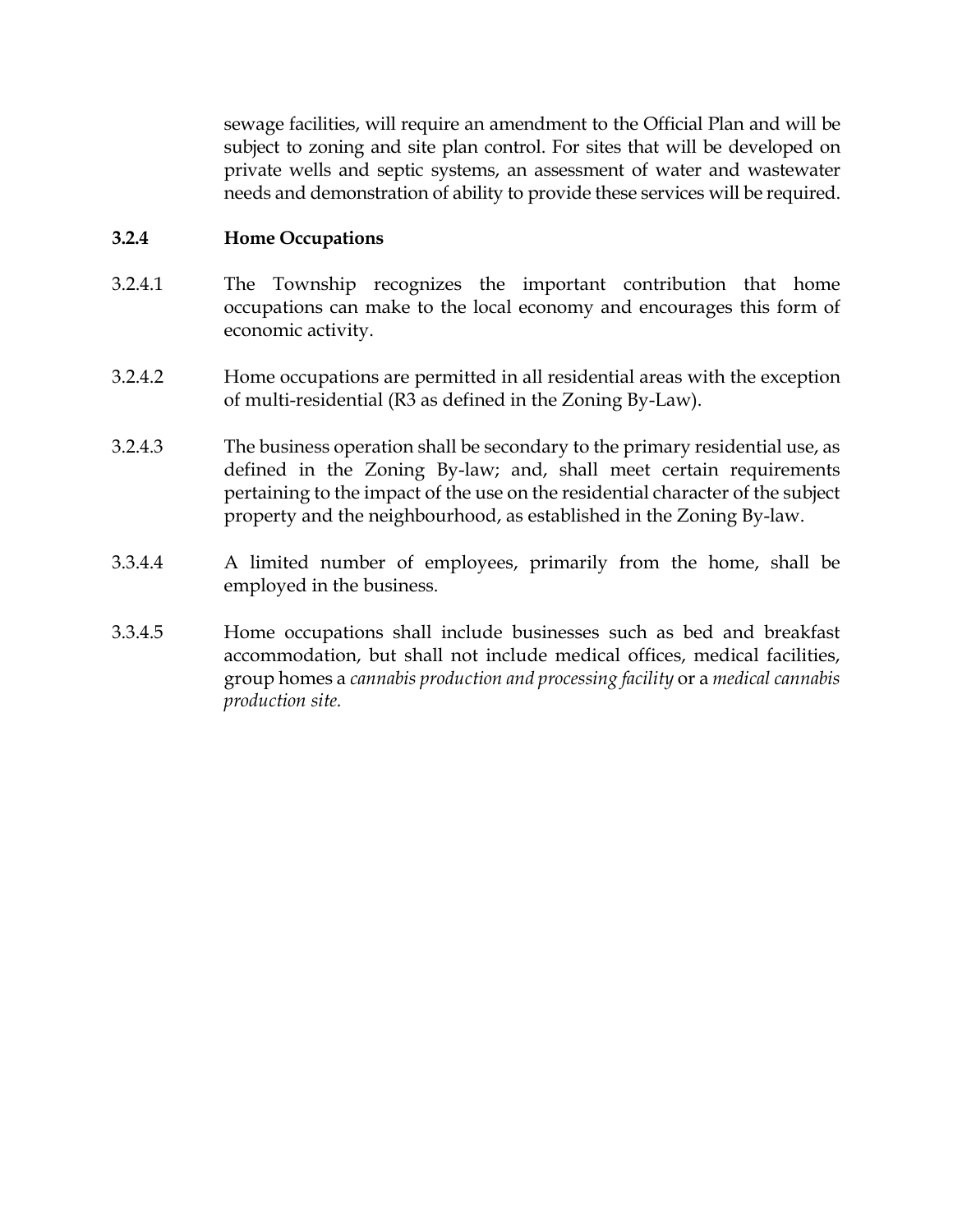sewage facilities, will require an amendment to the Official Plan and will be subject to zoning and site plan control. For sites that will be developed on private wells and septic systems, an assessment of water and wastewater needs and demonstration of ability to provide these services will be required.

**3.2.4 Home Occupations**

3.2.4.1 The Township recognizes the important contribution that home occupations can make to the local economy and encourages this form of economic activity.

3.2.4.2 Home occupations are permitted in all residential areas with the exception of multi-residential (R3 as defined in the Zoning By-Law).

3.2.4.3 The business operation shall be secondary to the primary residential use, as defined in the Zoning By-law; and, shall meet certain requirements pertaining to the impact of the use on the residential character of the subject property and the neighbourhood, as established in the Zoning By-law.

3.3.4.4 A limited number of employees, primarily from the home, shall be employed in the business.

3.3.4.5 Home occupations shall include businesses such as bed and breakfast accommodation, but shall not include medical offices, medical facilities, group homes a *cannabis production and processing facility* or a *medical cannabis production site.*